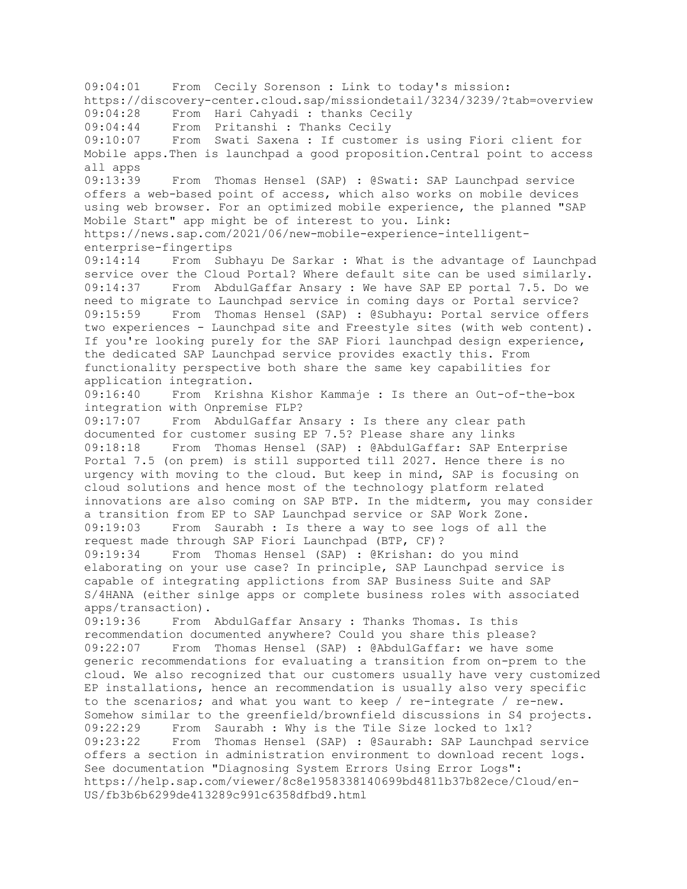09:04:01 From Cecily Sorenson : Link to today's mission: https://discovery-center.cloud.sap/missiondetail/3234/3239/?tab=overview

09:04:28 From Hari Cahyadi : thanks Cecily

09:04:44 From Pritanshi : Thanks Cecily

09:10:07 From Swati Saxena : If customer is using Fiori client for Mobile apps.Then is launchpad a good proposition.Central point to access all apps

09:13:39 From Thomas Hensel (SAP) : @Swati: SAP Launchpad service offers a web-based point of access, which also works on mobile devices using web browser. For an optimized mobile experience, the planned "SAP Mobile Start" app might be of interest to you. Link: https://news.sap.com/2021/06/new-mobile-experience-intelligent-enterprise-fingertips

09:14:14 From Subhayu De Sarkar : What is the advantage of Launchpad service over the Cloud Portal? Where default site can be used similarly.

09:14:37 From AbdulGaffar Ansary : We have SAP EP portal 7.5. Do we need to migrate to Launchpad service in coming days or Portal service?

09:15:59 From Thomas Hensel (SAP) : @Subhayu: Portal service offers two experiences - Launchpad site and Freestyle sites (with web content). If you're looking purely for the SAP Fiori launchpad design experience, the dedicated SAP Launchpad service provides exactly this. From functionality perspective both share the same key capabilities for application integration.

09:16:40 From Krishna Kishor Kammaje : Is there an Out-of-the-box integration with Onpremise FLP?

09:17:07 From AbdulGaffar Ansary : Is there any clear path documented for customer susing EP 7.5? Please share any links

09:18:18 From Thomas Hensel (SAP) : @AbdulGaffar: SAP Enterprise Portal 7.5 (on prem) is still supported till 2027. Hence there is no urgency with moving to the cloud. But keep in mind, SAP is focusing on cloud solutions and hence most of the technology platform related innovations are also coming on SAP BTP. In the midterm, you may consider a transition from EP to SAP Launchpad service or SAP Work Zone.

09:19:03 From Saurabh : Is there a way to see logs of all the request made through SAP Fiori Launchpad (BTP, CF)?

09:19:34 From Thomas Hensel (SAP) : @Krishan: do you mind elaborating on your use case? In principle, SAP Launchpad service is capable of integrating applictions from SAP Business Suite and SAP S/4HANA (either sinlge apps or complete business roles with associated apps/transaction).

09:19:36 From AbdulGaffar Ansary : Thanks Thomas. Is this recommendation documented anywhere? Could you share this please?

09:22:07 From Thomas Hensel (SAP) : @AbdulGaffar: we have some generic recommendations for evaluating a transition from on-prem to the cloud. We also recognized that our customers usually have very customized EP installations, hence an recommendation is usually also very specific to the scenarios; and what you want to keep / re-integrate / re-new. Somehow similar to the greenfield/brownfield discussions in S4 projects.

09:22:29 From Saurabh : Why is the Tile Size locked to 1x1?

09:23:22 From Thomas Hensel (SAP) : @Saurabh: SAP Launchpad service offers a section in administration environment to download recent logs. See documentation "Diagnosing System Errors Using Error Logs": https://help.sap.com/viewer/8c8e1958338140699bd4811b37b82ece/Cloud/en-US/fb3b6b6299de413289c991c6358dfbd9.html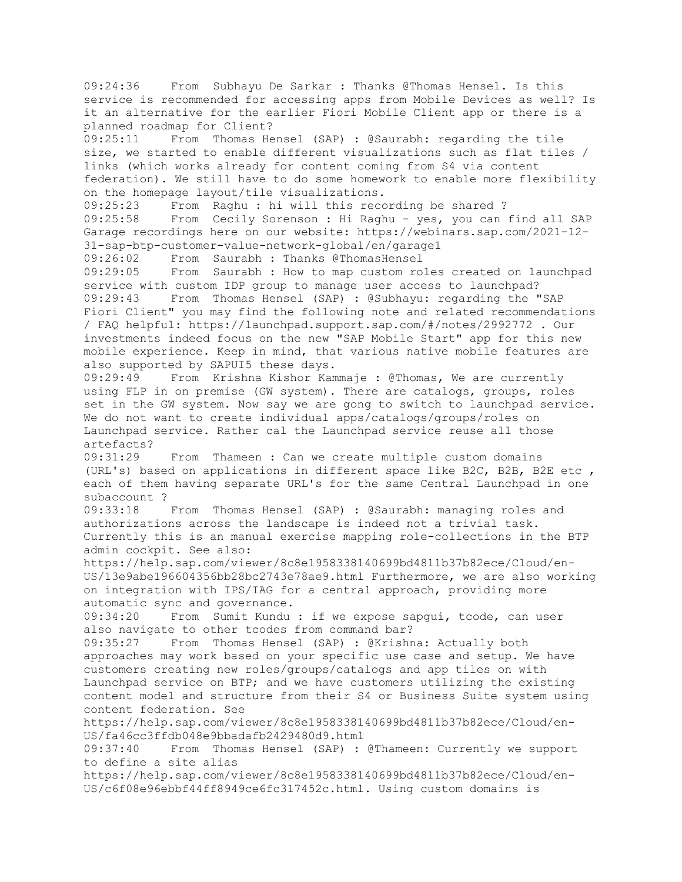09:24:36 From Subhayu De Sarkar : Thanks @Thomas Hensel. Is this service is recommended for accessing apps from Mobile Devices as well? Is it an alternative for the earlier Fiori Mobile Client app or there is a planned roadmap for Client?

09:25:11 From Thomas Hensel (SAP) : @Saurabh: regarding the tile size, we started to enable different visualizations such as flat tiles / links (which works already for content coming from S4 via content federation). We still have to do some homework to enable more flexibility on the homepage layout/tile visualizations.

09:25:23 From Raghu : hi will this recording be shared ?

09:25:58 From Cecily Sorenson : Hi Raghu - yes, you can find all SAP Garage recordings here on our website: https://webinars.sap.com/2021-12-31-sap-btp-customer-value-network-global/en/garage1

09:26:02 From Saurabh : Thanks @ThomasHensel

09:29:05 From Saurabh : How to map custom roles created on launchpad service with custom IDP group to manage user access to launchpad?

09:29:43 From Thomas Hensel (SAP) : @Subhayu: regarding the "SAP Fiori Client" you may find the following note and related recommendations / FAQ helpful: https://launchpad.support.sap.com/#/notes/2992772 . Our investments indeed focus on the new "SAP Mobile Start" app for this new mobile experience. Keep in mind, that various native mobile features are also supported by SAPUI5 these days.

09:29:49 From Krishna Kishor Kammaje : @Thomas, We are currently using FLP in on premise (GW system). There are catalogs, groups, roles set in the GW system. Now say we are gong to switch to launchpad service. We do not want to create individual apps/catalogs/groups/roles on Launchpad service. Rather cal the Launchpad service reuse all those artefacts?

09:31:29 From Thameen : Can we create multiple custom domains (URL's) based on applications in different space like B2C, B2B, B2E etc , each of them having separate URL's for the same Central Launchpad in one subaccount ?

09:33:18 From Thomas Hensel (SAP) : @Saurabh: managing roles and authorizations across the landscape is indeed not a trivial task. Currently this is an manual exercise mapping role-collections in the BTP admin cockpit. See also: https://help.sap.com/viewer/8c8e1958338140699bd4811b37b82ece/Cloud/en-US/13e9abe196604356bb28bc2743e78ae9.html Furthermore, we are also working on integration with IPS/IAG for a central approach, providing more automatic sync and governance.

09:34:20 From Sumit Kundu : if we expose sapgui, tcode, can user also navigate to other tcodes from command bar?

09:35:27 From Thomas Hensel (SAP) : @Krishna: Actually both approaches may work based on your specific use case and setup. We have customers creating new roles/groups/catalogs and app tiles on with Launchpad service on BTP; and we have customers utilizing the existing content model and structure from their S4 or Business Suite system using content federation. See https://help.sap.com/viewer/8c8e1958338140699bd4811b37b82ece/Cloud/en-US/fa46cc3ffdb048e9bbadafb2429480d9.html

09:37:40 From Thomas Hensel (SAP) : @Thameen: Currently we support to define a site alias https://help.sap.com/viewer/8c8e1958338140699bd4811b37b82ece/Cloud/en-US/c6f08e96ebbf44ff8949ce6fc317452c.html. Using custom domains is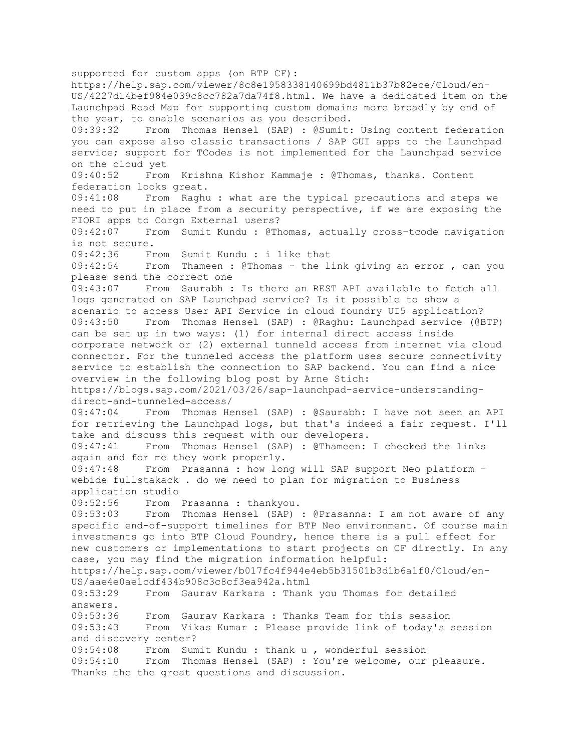supported for custom apps (on BTP CF):
https://help.sap.com/viewer/8c8e1958338140699bd4811b37b82ece/Cloud/en-US/4227d14bef984e039c8cc782a7da74f8.html. We have a dedicated item on the Launchpad Road Map for supporting custom domains more broadly by end of the year, to enable scenarios as you described.

09:39:32 From Thomas Hensel (SAP) : @Sumit: Using content federation you can expose also classic transactions / SAP GUI apps to the Launchpad service; support for TCodes is not implemented for the Launchpad service on the cloud yet

09:40:52 From Krishna Kishor Kammaje : @Thomas, thanks. Content federation looks great.

09:41:08 From Raghu : what are the typical precautions and steps we need to put in place from a security perspective, if we are exposing the FIORI apps to Corgn External users?

09:42:07 From Sumit Kundu : @Thomas, actually cross-tcode navigation is not secure.

09:42:36 From Sumit Kundu : i like that

09:42:54 From Thameen : @Thomas - the link giving an error , can you please send the correct one

09:43:07 From Saurabh : Is there an REST API available to fetch all logs generated on SAP Launchpad service? Is it possible to show a scenario to access User API Service in cloud foundry UI5 application?

09:43:50 From Thomas Hensel (SAP) : @Raghu: Launchpad service (@BTP) can be set up in two ways: (1) for internal direct access inside corporate network or (2) external tunneld access from internet via cloud connector. For the tunneled access the platform uses secure connectivity service to establish the connection to SAP backend. You can find a nice overview in the following blog post by Arne Stich:
https://blogs.sap.com/2021/03/26/sap-launchpad-service-understanding-direct-and-tunneled-access/

09:47:04 From Thomas Hensel (SAP) : @Saurabh: I have not seen an API for retrieving the Launchpad logs, but that's indeed a fair request. I'll take and discuss this request with our developers.

09:47:41 From Thomas Hensel (SAP) : @Thameen: I checked the links again and for me they work properly.

09:47:48 From Prasanna : how long will SAP support Neo platform - webide fullstakack . do we need to plan for migration to Business application studio

09:52:56 From Prasanna : thankyou.

09:53:03 From Thomas Hensel (SAP) : @Prasanna: I am not aware of any specific end-of-support timelines for BTP Neo environment. Of course main investments go into BTP Cloud Foundry, hence there is a pull effect for new customers or implementations to start projects on CF directly. In any case, you may find the migration information helpful:
https://help.sap.com/viewer/b017fc4f944e4eb5b31501b3d1b6a1f0/Cloud/en-US/aae4e0ae1cdf434b908c3c8cf3ea942a.html

09:53:29 From Gaurav Karkara : Thank you Thomas for detailed answers.

09:53:36 From Gaurav Karkara : Thanks Team for this session

09:53:43 From Vikas Kumar : Please provide link of today's session and discovery center?

09:54:08 From Sumit Kundu : thank u , wonderful session

09:54:10 From Thomas Hensel (SAP) : You're welcome, our pleasure. Thanks the the great questions and discussion.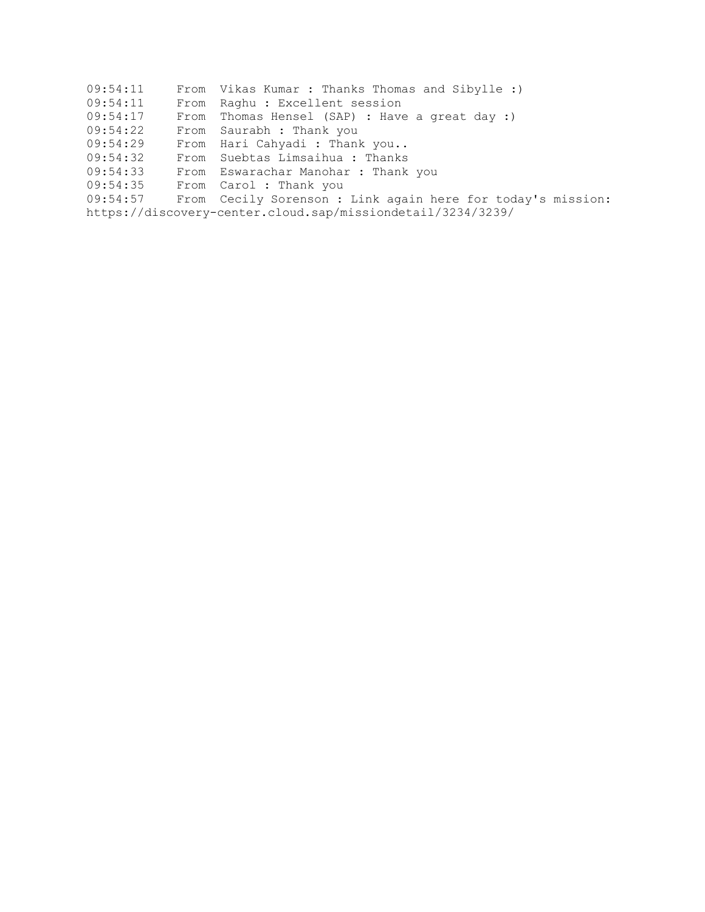09:54:11 From Vikas Kumar : Thanks Thomas and Sibylle :)
09:54:11 From Raghu : Excellent session
09:54:17 From Thomas Hensel (SAP) : Have a great day :)
09:54:22 From Saurabh : Thank you
09:54:29 From Hari Cahyadi : Thank you..
09:54:32 From Suebtas Limsaihua : Thanks
09:54:33 From Eswarachar Manohar : Thank you
09:54:35 From Carol : Thank you
09:54:57 From Cecily Sorenson : Link again here for today's mission:
https://discovery-center.cloud.sap/missiondetail/3234/3239/